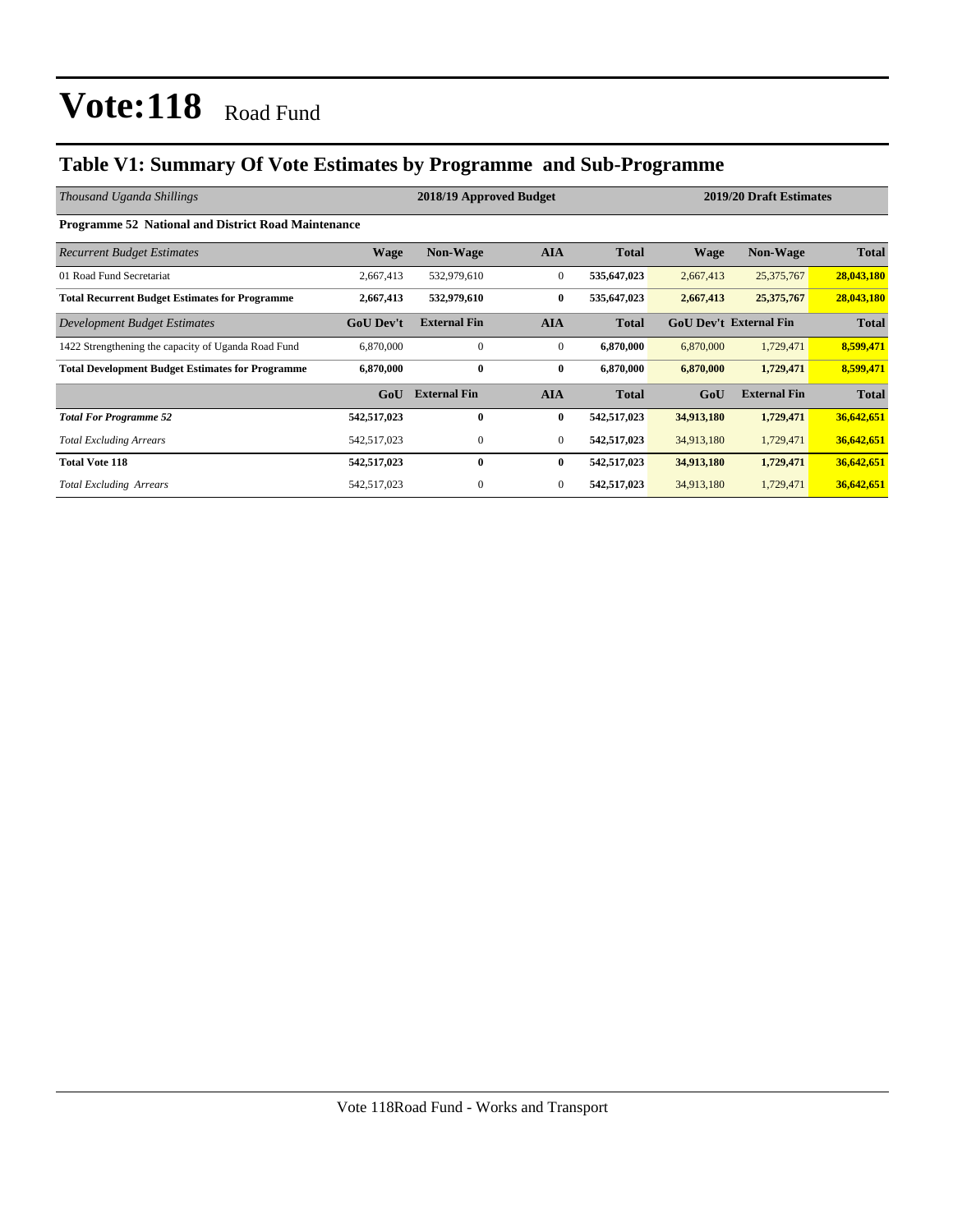# Vote:118 Road Fund

## Table V1: Summary Of Vote Estimates by Programme and Sub-Programme

| *Thousand Uganda Shillings* | 2018/19 Approved Budget | | | | 2019/20 Draft Estimates | | |
|---|---|---|---|---|---|---|---|
| **Programme 52 National and District Road Maintenance** | | | | | | | |
| *Recurrent Budget Estimates* | **Wage** | **Non-Wage** | **AIA** | **Total** | **Wage** | **Non-Wage** | **Total** |
| 01 Road Fund Secretariat | 2,667,413 | 532,979,610 | 0 | **535,647,023** | 2,667,413 | 25,375,767 | **28,043,180** |
| **Total Recurrent Budget Estimates for Programme** | **2,667,413** | **532,979,610** | **0** | **535,647,023** | **2,667,413** | **25,375,767** | **28,043,180** |
| *Development Budget Estimates* | **GoU Dev't** | **External Fin** | **AIA** | **Total** | **GoU Dev't** | **External Fin** | **Total** |
| 1422 Strengthening the capacity of Uganda Road Fund | 6,870,000 | 0 | 0 | **6,870,000** | 6,870,000 | 1,729,471 | **8,599,471** |
| **Total Development Budget Estimates for Programme** | **6,870,000** | **0** | **0** | **6,870,000** | **6,870,000** | **1,729,471** | **8,599,471** |
| | **GoU** | **External Fin** | **AIA** | **Total** | **GoU** | **External Fin** | **Total** |
| ***Total For Programme 52*** | **542,517,023** | **0** | **0** | **542,517,023** | **34,913,180** | **1,729,471** | **36,642,651** |
| *Total Excluding Arrears* | 542,517,023 | 0 | 0 | **542,517,023** | 34,913,180 | 1,729,471 | **36,642,651** |
| **Total Vote 118** | **542,517,023** | **0** | **0** | **542,517,023** | **34,913,180** | **1,729,471** | **36,642,651** |
| *Total Excluding Arrears* | 542,517,023 | 0 | 0 | **542,517,023** | 34,913,180 | 1,729,471 | **36,642,651** |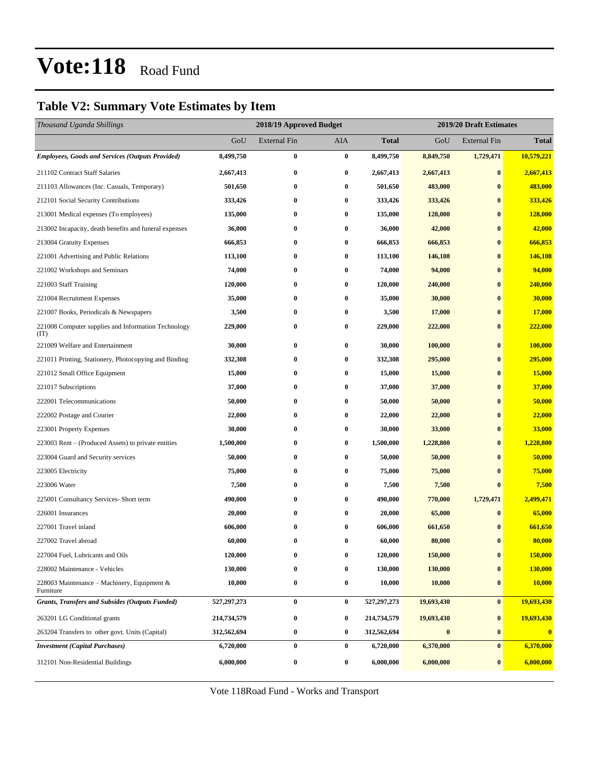# Vote:118 Road Fund

## Table V2: Summary Vote Estimates by Item

| *Thousand Uganda Shillings* | 2018/19 Approved Budget | | | | 2019/20 Draft Estimates | | |
|---|---|---|---|---|---|---|---|
| | GoU | External Fin | AIA | **Total** | GoU | External Fin | **Total** |
| ***Employees, Goods and Services (Outputs Provided)*** | **8,499,750** | **0** | **0** | **8,499,750** | **8,849,750** | **1,729,471** | **10,579,221** |
| 211102 Contract Staff Salaries | **2,667,413** | **0** | **0** | **2,667,413** | **2,667,413** | **0** | **2,667,413** |
| 211103 Allowances (Inc. Casuals, Temporary) | **501,650** | **0** | **0** | **501,650** | **483,000** | **0** | **483,000** |
| 212101 Social Security Contributions | **333,426** | **0** | **0** | **333,426** | **333,426** | **0** | **333,426** |
| 213001 Medical expenses (To employees) | **135,000** | **0** | **0** | **135,000** | **128,000** | **0** | **128,000** |
| 213002 Incapacity, death benefits and funeral expenses | **36,000** | **0** | **0** | **36,000** | **42,000** | **0** | **42,000** |
| 213004 Gratuity Expenses | **666,853** | **0** | **0** | **666,853** | **666,853** | **0** | **666,853** |
| 221001 Advertising and Public Relations | **113,100** | **0** | **0** | **113,100** | **146,108** | **0** | **146,108** |
| 221002 Workshops and Seminars | **74,000** | **0** | **0** | **74,000** | **94,000** | **0** | **94,000** |
| 221003 Staff Training | **120,000** | **0** | **0** | **120,000** | **240,000** | **0** | **240,000** |
| 221004 Recruitment Expenses | **35,000** | **0** | **0** | **35,000** | **30,000** | **0** | **30,000** |
| 221007 Books, Periodicals & Newspapers | **3,500** | **0** | **0** | **3,500** | **17,000** | **0** | **17,000** |
| 221008 Computer supplies and Information Technology (IT) | **229,000** | **0** | **0** | **229,000** | **222,000** | **0** | **222,000** |
| 221009 Welfare and Entertainment | **30,000** | **0** | **0** | **30,000** | **100,000** | **0** | **100,000** |
| 221011 Printing, Stationery, Photocopying and Binding | **332,308** | **0** | **0** | **332,308** | **295,000** | **0** | **295,000** |
| 221012 Small Office Equipment | **15,000** | **0** | **0** | **15,000** | **15,000** | **0** | **15,000** |
| 221017 Subscriptions | **37,000** | **0** | **0** | **37,000** | **37,000** | **0** | **37,000** |
| 222001 Telecommunications | **50,000** | **0** | **0** | **50,000** | **50,000** | **0** | **50,000** |
| 222002 Postage and Courier | **22,000** | **0** | **0** | **22,000** | **22,000** | **0** | **22,000** |
| 223001 Property Expenses | **30,000** | **0** | **0** | **30,000** | **33,000** | **0** | **33,000** |
| 223003 Rent – (Produced Assets) to private entities | **1,500,000** | **0** | **0** | **1,500,000** | **1,228,800** | **0** | **1,228,800** |
| 223004 Guard and Security services | **50,000** | **0** | **0** | **50,000** | **50,000** | **0** | **50,000** |
| 223005 Electricity | **75,000** | **0** | **0** | **75,000** | **75,000** | **0** | **75,000** |
| 223006 Water | **7,500** | **0** | **0** | **7,500** | **7,500** | **0** | **7,500** |
| 225001 Consultancy Services- Short term | **490,000** | **0** | **0** | **490,000** | **770,000** | **1,729,471** | **2,499,471** |
| 226001 Insurances | **20,000** | **0** | **0** | **20,000** | **65,000** | **0** | **65,000** |
| 227001 Travel inland | **606,000** | **0** | **0** | **606,000** | **661,650** | **0** | **661,650** |
| 227002 Travel abroad | **60,000** | **0** | **0** | **60,000** | **80,000** | **0** | **80,000** |
| 227004 Fuel, Lubricants and Oils | **120,000** | **0** | **0** | **120,000** | **150,000** | **0** | **150,000** |
| 228002 Maintenance - Vehicles | **130,000** | **0** | **0** | **130,000** | **130,000** | **0** | **130,000** |
| 228003 Maintenance – Machinery, Equipment & Furniture | **10,000** | **0** | **0** | **10,000** | **10,000** | **0** | **10,000** |
| ***Grants, Transfers and Subsides (Outputs Funded)*** | **527,297,273** | **0** | **0** | **527,297,273** | **19,693,430** | **0** | **19,693,430** |
| 263201 LG Conditional grants | **214,734,579** | **0** | **0** | **214,734,579** | **19,693,430** | **0** | **19,693,430** |
| 263204 Transfers to other govt. Units (Capital) | **312,562,694** | **0** | **0** | **312,562,694** | **0** | **0** | **0** |
| ***Investment (Capital Purchases)*** | **6,720,000** | **0** | **0** | **6,720,000** | **6,370,000** | **0** | **6,370,000** |
| 312101 Non-Residential Buildings | **6,000,000** | **0** | **0** | **6,000,000** | **6,000,000** | **0** | **6,000,000** |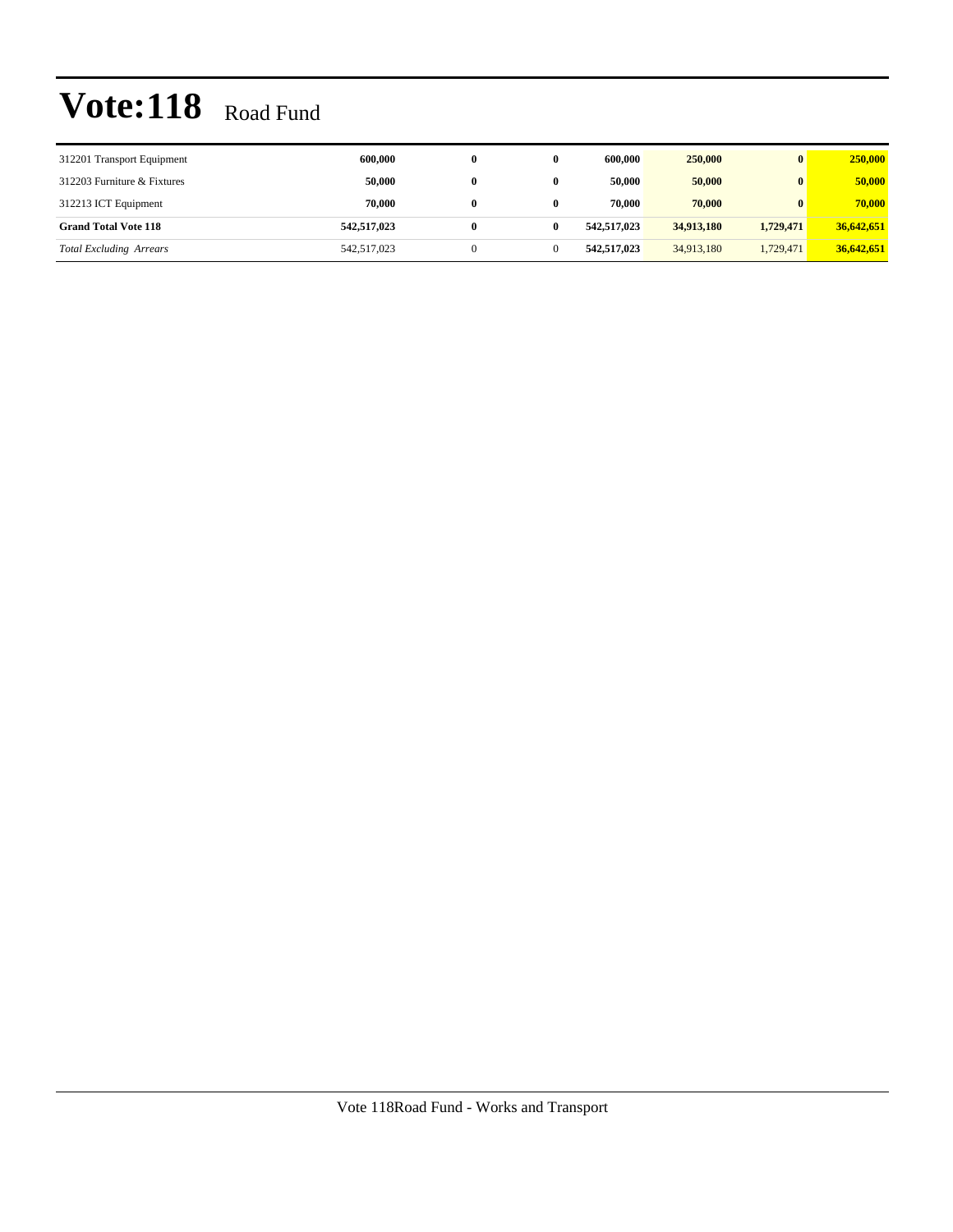# Vote:118 Road Fund

| | | | | | | | |
|---|---|---|---|---|---|---|---|
| 312201 Transport Equipment | **600,000** | **0** | **0** | **600,000** | **250,000** | **0** | **250,000** |
| 312203 Furniture & Fixtures | **50,000** | **0** | **0** | **50,000** | **50,000** | **0** | **50,000** |
| 312213 ICT Equipment | **70,000** | **0** | **0** | **70,000** | **70,000** | **0** | **70,000** |
| **Grand Total Vote 118** | **542,517,023** | **0** | **0** | **542,517,023** | **34,913,180** | **1,729,471** | **36,642,651** |
| *Total Excluding Arrears* | 542,517,023 | 0 | 0 | **542,517,023** | 34,913,180 | 1,729,471 | **36,642,651** |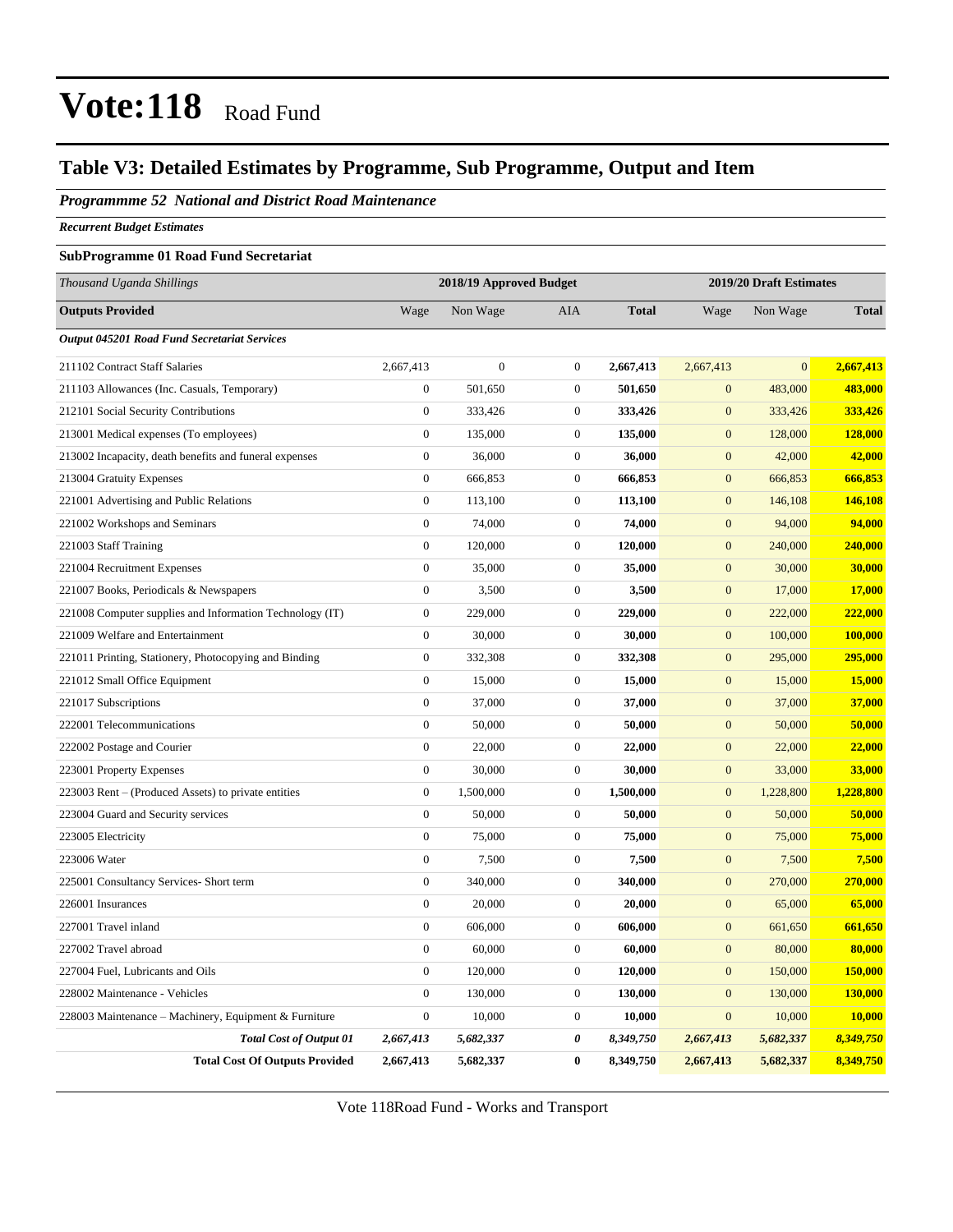# Vote:118 Road Fund

## Table V3: Detailed Estimates by Programme, Sub Programme, Output and Item

### *Programmme 52 National and District Road Maintenance*

***Recurrent Budget Estimates***

**SubProgramme 01 Road Fund Secretariat**

| *Thousand Uganda Shillings* | 2018/19 Approved Budget | | | | 2019/20 Draft Estimates | | |
|---|---|---|---|---|---|---|---|
| **Outputs Provided** | Wage | Non Wage | AIA | **Total** | Wage | Non Wage | **Total** |
| ***Output 045201 Road Fund Secretariat Services*** | | | | | | | |
| 211102 Contract Staff Salaries | 2,667,413 | 0 | 0 | **2,667,413** | 2,667,413 | 0 | **2,667,413** |
| 211103 Allowances (Inc. Casuals, Temporary) | 0 | 501,650 | 0 | **501,650** | 0 | 483,000 | **483,000** |
| 212101 Social Security Contributions | 0 | 333,426 | 0 | **333,426** | 0 | 333,426 | **333,426** |
| 213001 Medical expenses (To employees) | 0 | 135,000 | 0 | **135,000** | 0 | 128,000 | **128,000** |
| 213002 Incapacity, death benefits and funeral expenses | 0 | 36,000 | 0 | **36,000** | 0 | 42,000 | **42,000** |
| 213004 Gratuity Expenses | 0 | 666,853 | 0 | **666,853** | 0 | 666,853 | **666,853** |
| 221001 Advertising and Public Relations | 0 | 113,100 | 0 | **113,100** | 0 | 146,108 | **146,108** |
| 221002 Workshops and Seminars | 0 | 74,000 | 0 | **74,000** | 0 | 94,000 | **94,000** |
| 221003 Staff Training | 0 | 120,000 | 0 | **120,000** | 0 | 240,000 | **240,000** |
| 221004 Recruitment Expenses | 0 | 35,000 | 0 | **35,000** | 0 | 30,000 | **30,000** |
| 221007 Books, Periodicals & Newspapers | 0 | 3,500 | 0 | **3,500** | 0 | 17,000 | **17,000** |
| 221008 Computer supplies and Information Technology (IT) | 0 | 229,000 | 0 | **229,000** | 0 | 222,000 | **222,000** |
| 221009 Welfare and Entertainment | 0 | 30,000 | 0 | **30,000** | 0 | 100,000 | **100,000** |
| 221011 Printing, Stationery, Photocopying and Binding | 0 | 332,308 | 0 | **332,308** | 0 | 295,000 | **295,000** |
| 221012 Small Office Equipment | 0 | 15,000 | 0 | **15,000** | 0 | 15,000 | **15,000** |
| 221017 Subscriptions | 0 | 37,000 | 0 | **37,000** | 0 | 37,000 | **37,000** |
| 222001 Telecommunications | 0 | 50,000 | 0 | **50,000** | 0 | 50,000 | **50,000** |
| 222002 Postage and Courier | 0 | 22,000 | 0 | **22,000** | 0 | 22,000 | **22,000** |
| 223001 Property Expenses | 0 | 30,000 | 0 | **30,000** | 0 | 33,000 | **33,000** |
| 223003 Rent – (Produced Assets) to private entities | 0 | 1,500,000 | 0 | **1,500,000** | 0 | 1,228,800 | **1,228,800** |
| 223004 Guard and Security services | 0 | 50,000 | 0 | **50,000** | 0 | 50,000 | **50,000** |
| 223005 Electricity | 0 | 75,000 | 0 | **75,000** | 0 | 75,000 | **75,000** |
| 223006 Water | 0 | 7,500 | 0 | **7,500** | 0 | 7,500 | **7,500** |
| 225001 Consultancy Services- Short term | 0 | 340,000 | 0 | **340,000** | 0 | 270,000 | **270,000** |
| 226001 Insurances | 0 | 20,000 | 0 | **20,000** | 0 | 65,000 | **65,000** |
| 227001 Travel inland | 0 | 606,000 | 0 | **606,000** | 0 | 661,650 | **661,650** |
| 227002 Travel abroad | 0 | 60,000 | 0 | **60,000** | 0 | 80,000 | **80,000** |
| 227004 Fuel, Lubricants and Oils | 0 | 120,000 | 0 | **120,000** | 0 | 150,000 | **150,000** |
| 228002 Maintenance - Vehicles | 0 | 130,000 | 0 | **130,000** | 0 | 130,000 | **130,000** |
| 228003 Maintenance – Machinery, Equipment & Furniture | 0 | 10,000 | 0 | **10,000** | 0 | 10,000 | **10,000** |
| ***Total Cost of Output 01*** | ***2,667,413*** | ***5,682,337*** | ***0*** | ***8,349,750*** | ***2,667,413*** | ***5,682,337*** | ***8,349,750*** |
| **Total Cost Of Outputs Provided** | **2,667,413** | **5,682,337** | **0** | **8,349,750** | **2,667,413** | **5,682,337** | **8,349,750** |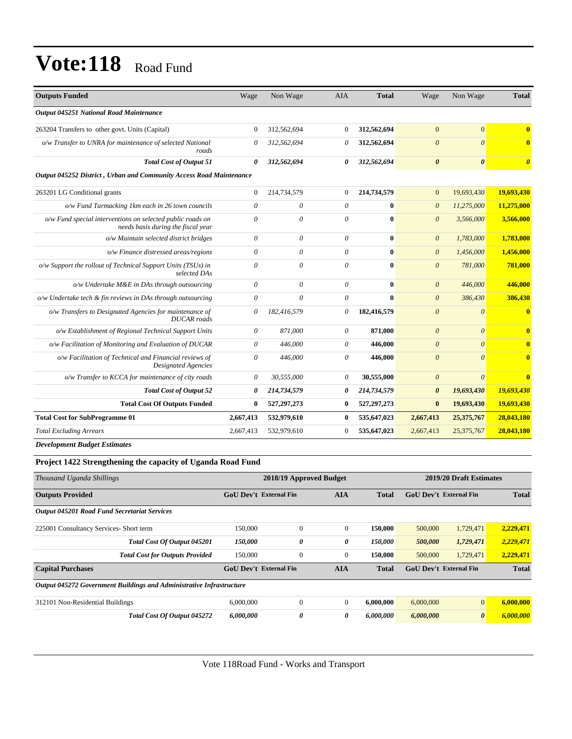# Vote:118 Road Fund

| Outputs Funded | Wage | Non Wage | AIA | Total | Wage | Non Wage | Total |
|---|---|---|---|---|---|---|---|
| ***Output 045251 National Road Maintenance*** | | | | | | | |
| 263204 Transfers to other govt. Units (Capital) | 0 | 312,562,694 | 0 | **312,562,694** | 0 | 0 | **0** |
| *o/w Transfer to UNRA for maintenance of selected National roads* | *0* | *312,562,694* | *0* | **312,562,694** | *0* | *0* | **0** |
| ***Total Cost of Output 51*** | ***0*** | ***312,562,694*** | ***0*** | ***312,562,694*** | ***0*** | ***0*** | ***0*** |
| ***Output 045252 District , Urban and Community Access Road Maintenance*** | | | | | | | |
| 263201 LG Conditional grants | 0 | 214,734,579 | 0 | **214,734,579** | 0 | 19,693,430 | **19,693,430** |
| *o/w Fund Tarmacking 1km each in 26 town councils* | *0* | *0* | *0* | **0** | *0* | *11,275,000* | **11,275,000** |
| *o/w Fund special interventions on selected public roads on needs basis during the fiscal year* | *0* | *0* | *0* | **0** | *0* | *3,566,000* | **3,566,000** |
| *o/w Maintain selected district bridges* | *0* | *0* | *0* | **0** | *0* | *1,783,000* | **1,783,000** |
| *o/w Finance distressed areas/regions* | *0* | *0* | *0* | **0** | *0* | *1,456,000* | **1,456,000** |
| *o/w Support the rollout of Technical Support Units (TSUs) in selected DAs* | *0* | *0* | *0* | **0** | *0* | *781,000* | **781,000** |
| *o/w Undertake M&E in DAs through outsourcing* | *0* | *0* | *0* | **0** | *0* | *446,000* | **446,000** |
| *o/w Undertake tech & fin reviews in DAs through outsourcing* | *0* | *0* | *0* | **0** | *0* | *386,430* | **386,430** |
| *o/w Transfers to Designated Agencies for maintenance of DUCAR roads* | *0* | *182,416,579* | *0* | **182,416,579** | *0* | *0* | **0** |
| *o/w Establishment of Regional Technical Support Units* | *0* | *871,000* | *0* | **871,000** | *0* | *0* | **0** |
| *o/w Facilitation of Monitoring and Evaluation of DUCAR* | *0* | *446,000* | *0* | **446,000** | *0* | *0* | **0** |
| *o/w Facilitation of Technical and Financial reviews of Designated Agencies* | *0* | *446,000* | *0* | **446,000** | *0* | *0* | **0** |
| *o/w Transfer to KCCA for maintenance of city roads* | *0* | *30,555,000* | *0* | **30,555,000** | *0* | *0* | **0** |
| ***Total Cost of Output 52*** | ***0*** | ***214,734,579*** | ***0*** | ***214,734,579*** | ***0*** | ***19,693,430*** | ***19,693,430*** |
| **Total Cost Of Outputs Funded** | **0** | **527,297,273** | **0** | **527,297,273** | **0** | **19,693,430** | **19,693,430** |
| **Total Cost for SubProgramme 01** | **2,667,413** | **532,979,610** | **0** | **535,647,023** | **2,667,413** | **25,375,767** | **28,043,180** |
| *Total Excluding Arrears* | 2,667,413 | 532,979,610 | 0 | **535,647,023** | 2,667,413 | 25,375,767 | **28,043,180** |

***Development Budget Estimates***

### Project 1422 Strengthening the capacity of Uganda Road Fund

| *Thousand Uganda Shillings* | 2018/19 Approved Budget | | | | 2019/20 Draft Estimates | | |
|---|---|---|---|---|---|---|---|
| **Outputs Provided** | **GoU Dev't** | **External Fin** | **AIA** | **Total** | **GoU Dev't** | **External Fin** | **Total** |
| ***Output 045201 Road Fund Secretariat Services*** | | | | | | | |
| 225001 Consultancy Services- Short term | 150,000 | 0 | 0 | **150,000** | 500,000 | 1,729,471 | **2,229,471** |
| ***Total Cost Of Output 045201*** | ***150,000*** | ***0*** | ***0*** | ***150,000*** | ***500,000*** | ***1,729,471*** | ***2,229,471*** |
| **Total Cost for Outputs Provided** | 150,000 | 0 | 0 | **150,000** | 500,000 | 1,729,471 | **2,229,471** |
| **Capital Purchases** | **GoU Dev't** | **External Fin** | **AIA** | **Total** | **GoU Dev't** | **External Fin** | **Total** |
| ***Output 045272 Government Buildings and Administrative Infrastructure*** | | | | | | | |
| 312101 Non-Residential Buildings | 6,000,000 | 0 | 0 | **6,000,000** | 6,000,000 | 0 | **6,000,000** |
| ***Total Cost Of Output 045272*** | ***6,000,000*** | ***0*** | ***0*** | ***6,000,000*** | ***6,000,000*** | ***0*** | ***6,000,000*** |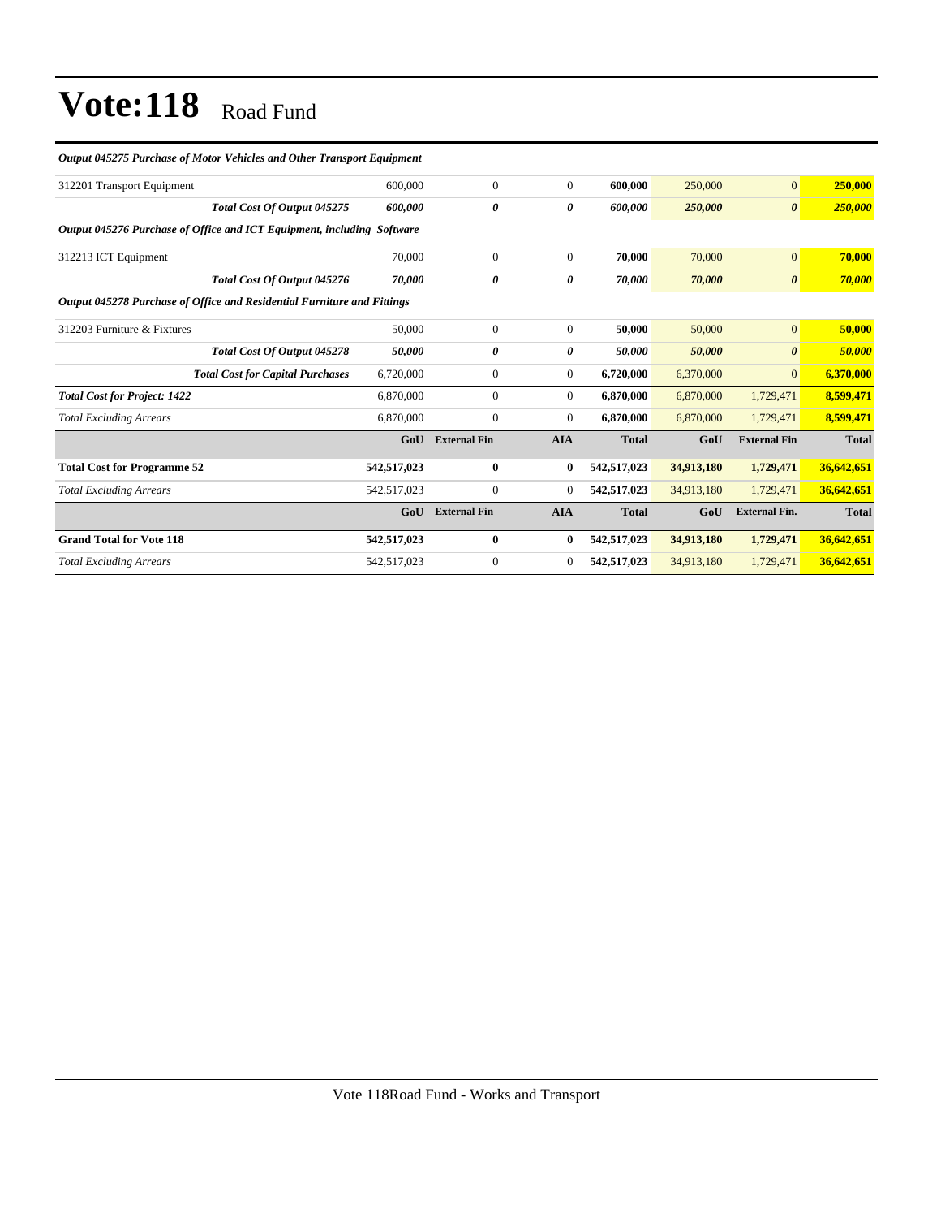# Vote:118 Road Fund

| | | | | | | | |
|---|---|---|---|---|---|---|---|
| ***Output 045275 Purchase of Motor Vehicles and Other Transport Equipment*** | | | | | | | |
| 312201 Transport Equipment | 600,000 | 0 | 0 | **600,000** | 250,000 | 0 | **250,000** |
| ***Total Cost Of Output 045275*** | ***600,000*** | ***0*** | ***0*** | ***600,000*** | ***250,000*** | ***0*** | ***250,000*** |
| ***Output 045276 Purchase of Office and ICT Equipment, including Software*** | | | | | | | |
| 312213 ICT Equipment | 70,000 | 0 | 0 | **70,000** | 70,000 | 0 | **70,000** |
| ***Total Cost Of Output 045276*** | ***70,000*** | ***0*** | ***0*** | ***70,000*** | ***70,000*** | ***0*** | ***70,000*** |
| ***Output 045278 Purchase of Office and Residential Furniture and Fittings*** | | | | | | | |
| 312203 Furniture & Fixtures | 50,000 | 0 | 0 | **50,000** | 50,000 | 0 | **50,000** |
| ***Total Cost Of Output 045278*** | ***50,000*** | ***0*** | ***0*** | ***50,000*** | ***50,000*** | ***0*** | ***50,000*** |
| ***Total Cost for Capital Purchases*** | 6,720,000 | 0 | 0 | **6,720,000** | 6,370,000 | 0 | **6,370,000** |
| ***Total Cost for Project: 1422*** | 6,870,000 | 0 | 0 | **6,870,000** | 6,870,000 | 1,729,471 | **8,599,471** |
| *Total Excluding Arrears* | 6,870,000 | 0 | 0 | **6,870,000** | 6,870,000 | 1,729,471 | **8,599,471** |
| | **GoU** | **External Fin** | **AIA** | **Total** | **GoU** | **External Fin** | **Total** |
| **Total Cost for Programme 52** | **542,517,023** | **0** | **0** | **542,517,023** | **34,913,180** | **1,729,471** | **36,642,651** |
| *Total Excluding Arrears* | 542,517,023 | 0 | 0 | **542,517,023** | 34,913,180 | 1,729,471 | **36,642,651** |
| | **GoU** | **External Fin** | **AIA** | **Total** | **GoU** | **External Fin.** | **Total** |
| **Grand Total for Vote 118** | **542,517,023** | **0** | **0** | **542,517,023** | **34,913,180** | **1,729,471** | **36,642,651** |
| *Total Excluding Arrears* | 542,517,023 | 0 | 0 | **542,517,023** | 34,913,180 | 1,729,471 | **36,642,651** |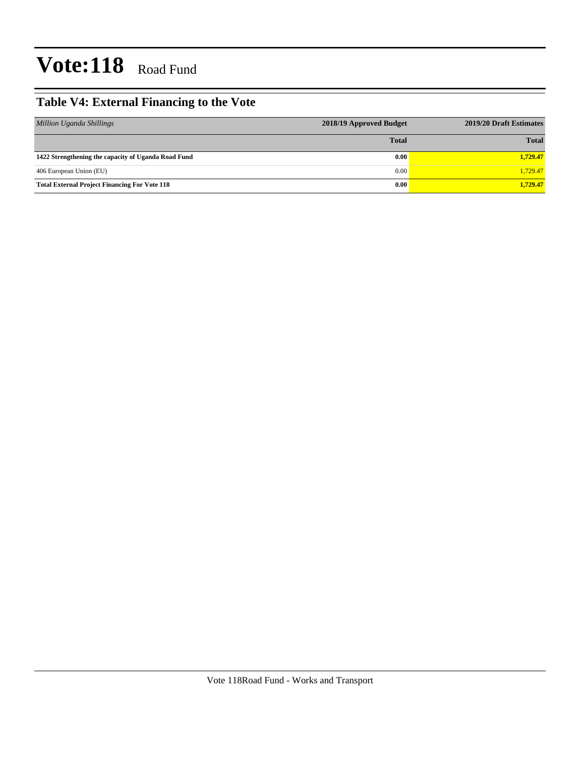# Vote:118 Road Fund

## Table V4: External Financing to the Vote

| *Million Uganda Shillings* | 2018/19 Approved Budget | 2019/20 Draft Estimates |
|---|---|---|
| | **Total** | **Total** |
| **1422 Strengthening the capacity of Uganda Road Fund** | **0.00** | **1,729.47** |
| 406 European Union (EU) | 0.00 | 1,729.47 |
| **Total External Project Financing For Vote 118** | **0.00** | **1,729.47** |